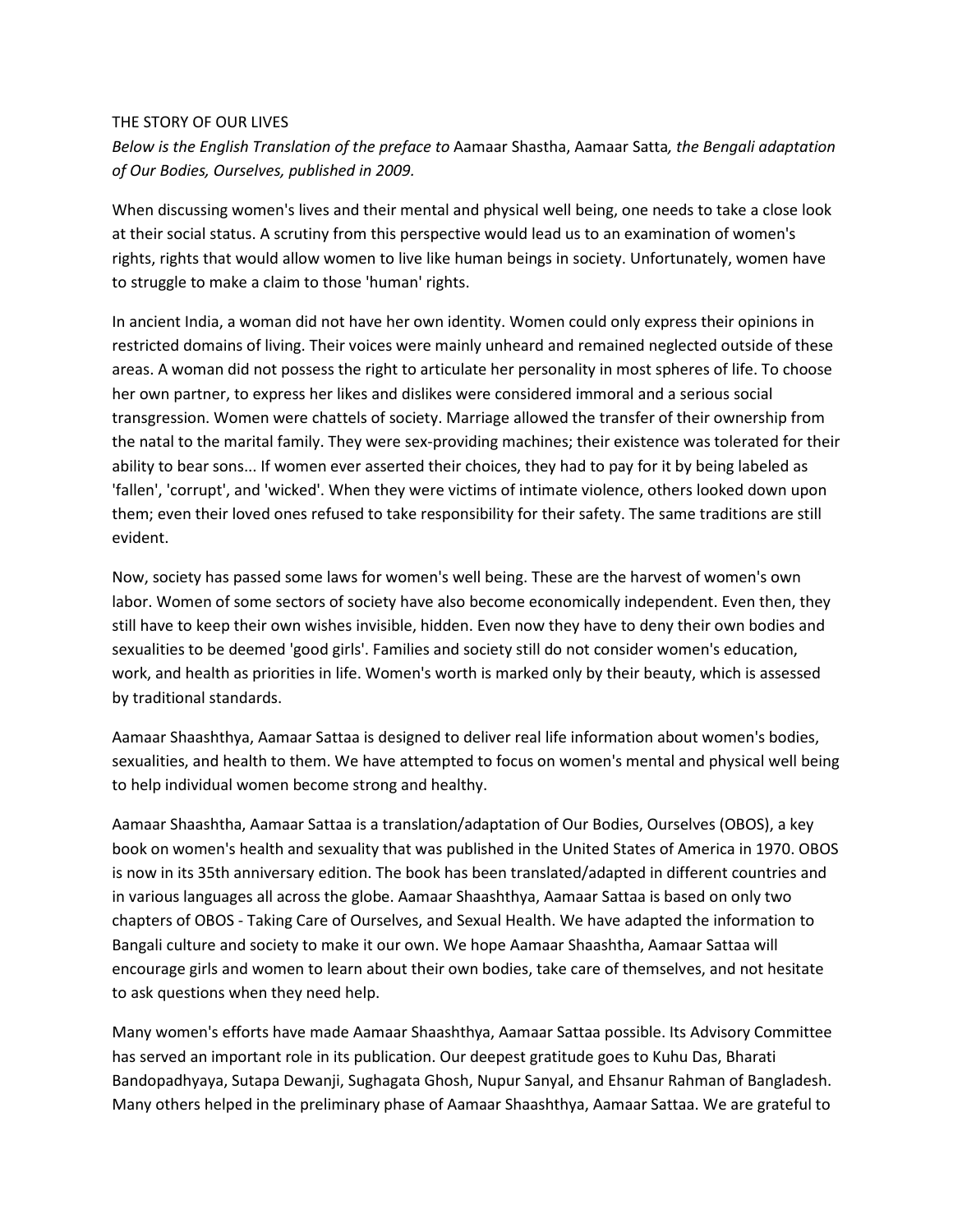THE STORY OF OUR LIVES

*Below is the English Translation of the preface to* Aamaar Shastha, Aamaar Satta*, the Bengali adaptation of Our Bodies, Ourselves, published in 2009.*

When discussing women's lives and their mental and physical well being, one needs to take a close look at their social status. A scrutiny from this perspective would lead us to an examination of women's rights, rights that would allow women to live like human beings in society. Unfortunately, women have to struggle to make a claim to those 'human' rights.

In ancient India, a woman did not have her own identity. Women could only express their opinions in restricted domains of living. Their voices were mainly unheard and remained neglected outside of these areas. A woman did not possess the right to articulate her personality in most spheres of life. To choose her own partner, to express her likes and dislikes were considered immoral and a serious social transgression. Women were chattels of society. Marriage allowed the transfer of their ownership from the natal to the marital family. They were sex-providing machines; their existence was tolerated for their ability to bear sons... If women ever asserted their choices, they had to pay for it by being labeled as 'fallen', 'corrupt', and 'wicked'. When they were victims of intimate violence, others looked down upon them; even their loved ones refused to take responsibility for their safety. The same traditions are still evident.

Now, society has passed some laws for women's well being. These are the harvest of women's own labor. Women of some sectors of society have also become economically independent. Even then, they still have to keep their own wishes invisible, hidden. Even now they have to deny their own bodies and sexualities to be deemed 'good girls'. Families and society still do not consider women's education, work, and health as priorities in life. Women's worth is marked only by their beauty, which is assessed by traditional standards.

Aamaar Shaashthya, Aamaar Sattaa is designed to deliver real life information about women's bodies, sexualities, and health to them. We have attempted to focus on women's mental and physical well being to help individual women become strong and healthy.

Aamaar Shaashtha, Aamaar Sattaa is a translation/adaptation of Our Bodies, Ourselves (OBOS), a key book on women's health and sexuality that was published in the United States of America in 1970. OBOS is now in its 35th anniversary edition. The book has been translated/adapted in different countries and in various languages all across the globe. Aamaar Shaashthya, Aamaar Sattaa is based on only two chapters of OBOS - Taking Care of Ourselves, and Sexual Health. We have adapted the information to Bangali culture and society to make it our own. We hope Aamaar Shaashtha, Aamaar Sattaa will encourage girls and women to learn about their own bodies, take care of themselves, and not hesitate to ask questions when they need help.

Many women's efforts have made Aamaar Shaashthya, Aamaar Sattaa possible. Its Advisory Committee has served an important role in its publication. Our deepest gratitude goes to Kuhu Das, Bharati Bandopadhyaya, Sutapa Dewanji, Sughagata Ghosh, Nupur Sanyal, and Ehsanur Rahman of Bangladesh. Many others helped in the preliminary phase of Aamaar Shaashthya, Aamaar Sattaa. We are grateful to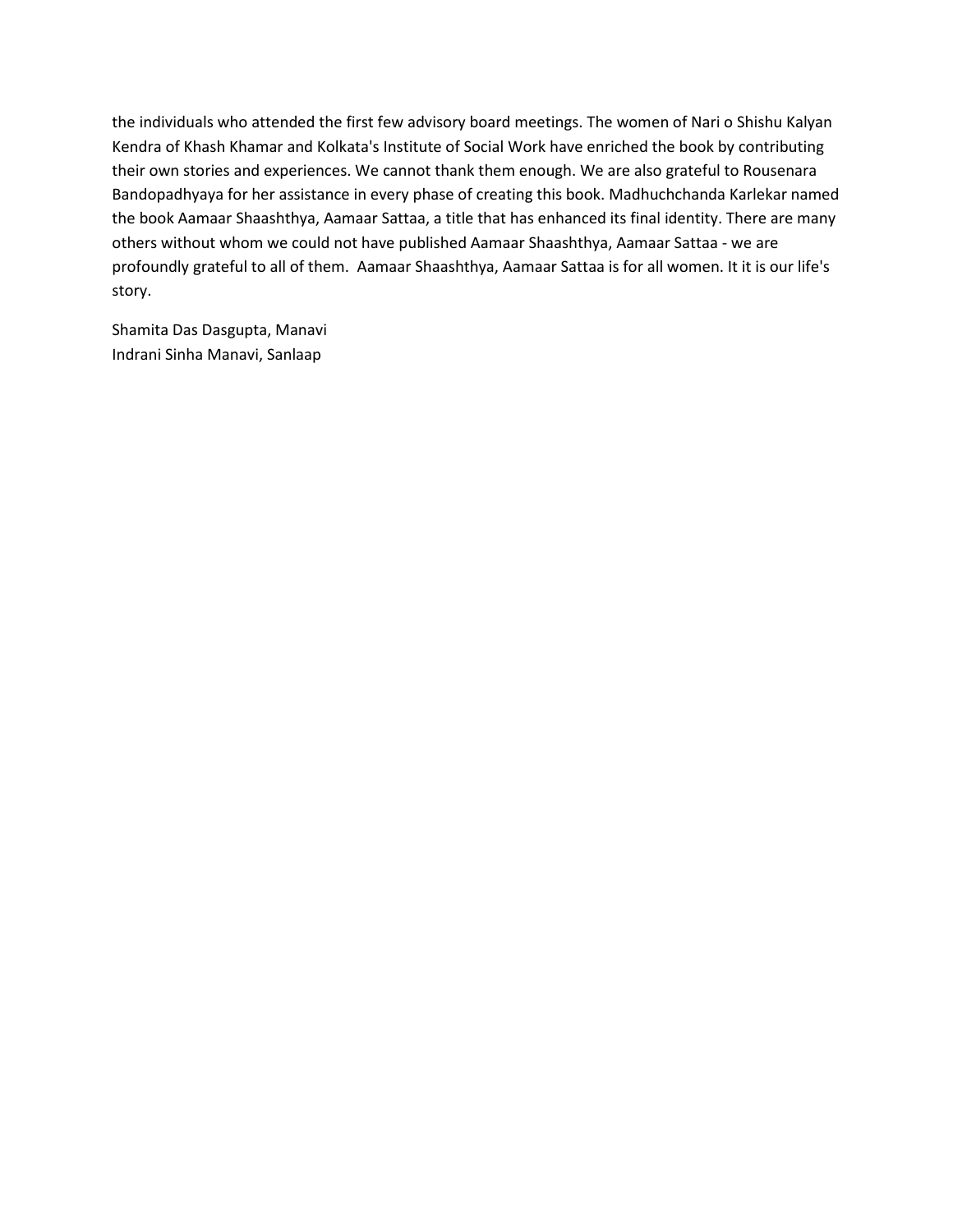the individuals who attended the first few advisory board meetings. The women of Nari o Shishu Kalyan Kendra of Khash Khamar and Kolkata's Institute of Social Work have enriched the book by contributing their own stories and experiences. We cannot thank them enough. We are also grateful to Rousenara Bandopadhyaya for her assistance in every phase of creating this book. Madhuchchanda Karlekar named the book Aamaar Shaashthya, Aamaar Sattaa, a title that has enhanced its final identity. There are many others without whom we could not have published Aamaar Shaashthya, Aamaar Sattaa - we are profoundly grateful to all of them. Aamaar Shaashthya, Aamaar Sattaa is for all women. It it is our life's story.

Shamita Das Dasgupta, Manavi
Indrani Sinha Manavi, Sanlaap